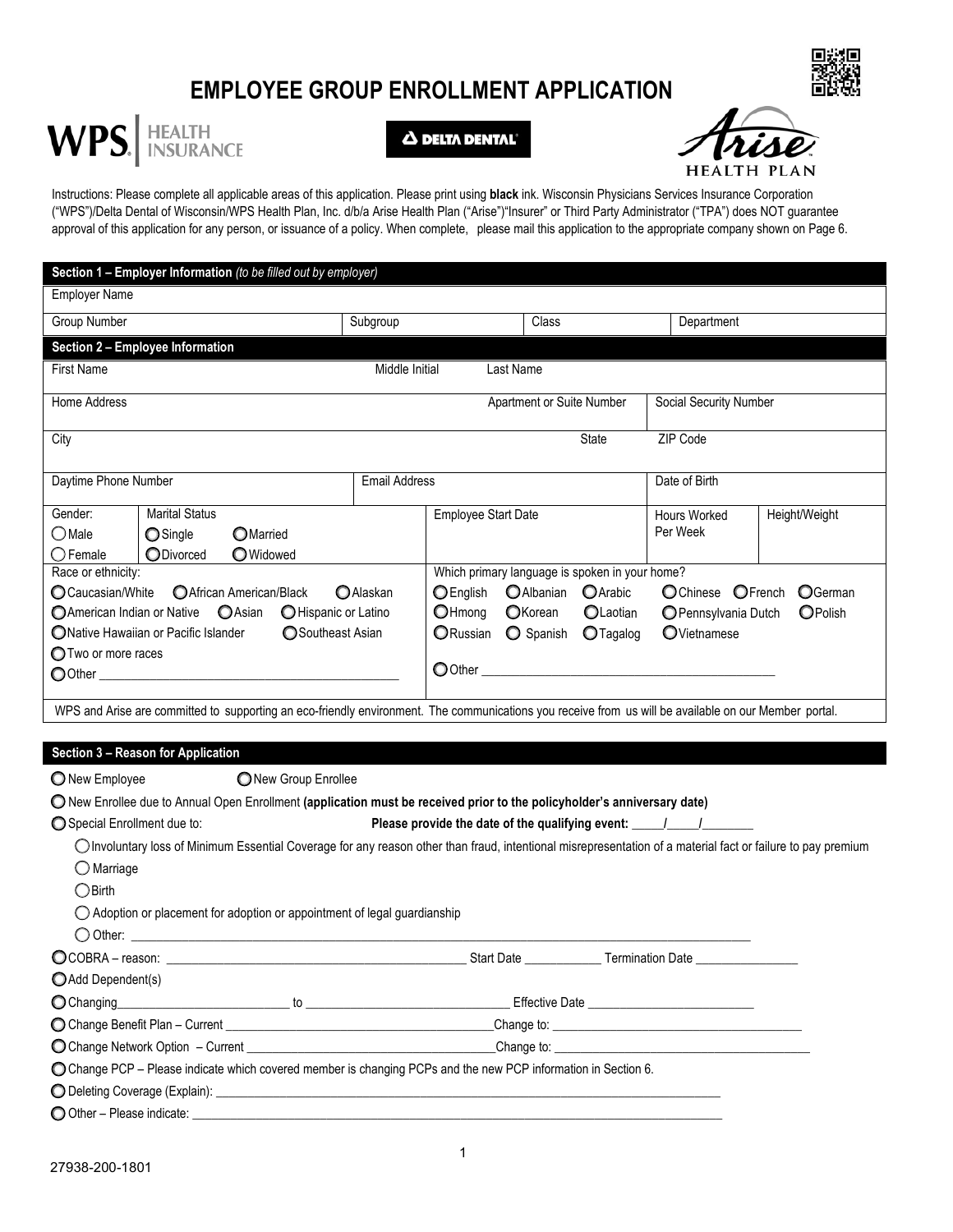# EMPLOYEE GROUP ENROLLMENT APPLICATION

WPS HEALTH INSURANCE — DELTA DENTAL — Arise HEALTH PLAN

Instructions: Please complete all applicable areas of this application. Please print using **black** ink. Wisconsin Physicians Services Insurance Corporation ("WPS")/Delta Dental of Wisconsin/WPS Health Plan, Inc. d/b/a Arise Health Plan ("Arise")"Insurer" or Third Party Administrator ("TPA") does NOT guarantee approval of this application for any person, or issuance of a policy. When complete, please mail this application to the appropriate company shown on Page 6.

## Section 1 – Employer Information *(to be filled out by employer)*

| Employer Name | | | |
|---|---|---|---|
| Group Number | Subgroup | Class | Department |

## Section 2 – Employee Information

| First Name | Middle Initial | Last Name | |
|---|---|---|---|
| Home Address | | Apartment or Suite Number | Social Security Number |
| City | | State | ZIP Code |
| Daytime Phone Number | Email Address | | Date of Birth |

Gender: ○ Male ○ Female

Marital Status: ○ Single ○ Married ○ Divorced ○ Widowed

Employee Start Date

Hours Worked Per Week

Height/Weight

Race or ethnicity:
○ Caucasian/White ○ African American/Black ○ Alaskan
○ American Indian or Native ○ Asian ○ Hispanic or Latino
○ Native Hawaiian or Pacific Islander ○ Southeast Asian
○ Two or more races
○ Other ______________________________

Which primary language is spoken in your home?
○ English ○ Albanian ○ Arabic ○ Chinese ○ French ○ German
○ Hmong ○ Korean ○ Laotian ○ Pennsylvania Dutch ○ Polish
○ Russian ○ Spanish ○ Tagalog ○ Vietnamese
○ Other ______________________________

WPS and Arise are committed to supporting an eco-friendly environment. The communications you receive from us will be available on our Member portal.

## Section 3 – Reason for Application

○ New Employee ○ New Group Enrollee

○ New Enrollee due to Annual Open Enrollment **(application must be received prior to the policyholder's anniversary date)**

○ Special Enrollment due to: **Please provide the date of the qualifying event: _____/_____/________**

- ○ Involuntary loss of Minimum Essential Coverage for any reason other than fraud, intentional misrepresentation of a material fact or failure to pay premium
- ○ Marriage
- ○ Birth
- ○ Adoption or placement for adoption or appointment of legal guardianship
- ○ Other: ______________________________

○ COBRA – reason: ______________________ Start Date ____________ Termination Date ________________

○ Add Dependent(s)

○ Changing__________________________ to ______________________________ Effective Date __________________________

○ Change Benefit Plan – Current ______________________________Change to: ______________________________

○ Change Network Option – Current ______________________________Change to: ______________________________

○ Change PCP – Please indicate which covered member is changing PCPs and the new PCP information in Section 6.

○ Deleting Coverage (Explain): ______________________________

○ Other – Please indicate: ______________________________

27938-200-1801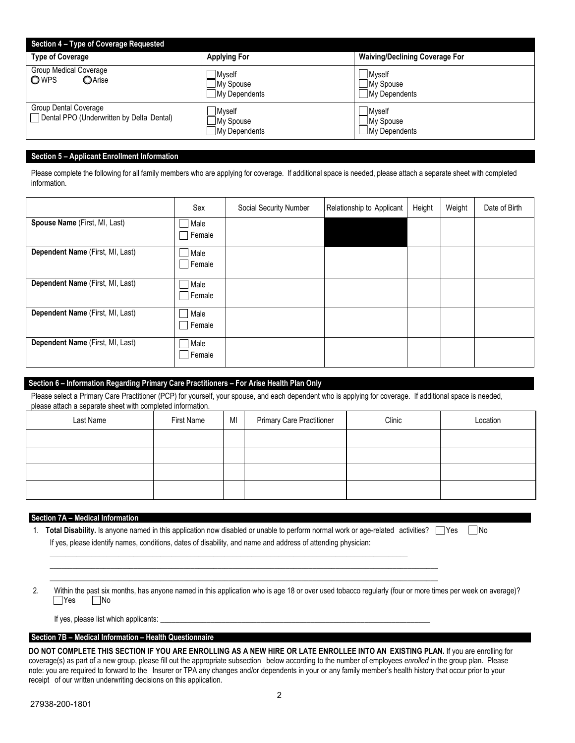## Section 4 – Type of Coverage Requested

| Type of Coverage | Applying For | Waiving/Declining Coverage For |
|---|---|---|
| Group Medical Coverage<br>○ WPS ○ Arise | ☐ Myself<br>☐ My Spouse<br>☐ My Dependents | ☐ Myself<br>☐ My Spouse<br>☐ My Dependents |
| Group Dental Coverage<br>☐ Dental PPO (Underwritten by Delta Dental) | ☐ Myself<br>☐ My Spouse<br>☐ My Dependents | ☐ Myself<br>☐ My Spouse<br>☐ My Dependents |

## Section 5 – Applicant Enrollment Information

Please complete the following for all family members who are applying for coverage. If additional space is needed, please attach a separate sheet with completed information.

| | Sex | Social Security Number | Relationship to Applicant | Height | Weight | Date of Birth |
|---|---|---|---|---|---|---|
| **Spouse Name** (First, MI, Last) | ☐ Male<br>☐ Female | | | | | |
| **Dependent Name** (First, MI, Last) | ☐ Male<br>☐ Female | | | | | |
| **Dependent Name** (First, MI, Last) | ☐ Male<br>☐ Female | | | | | |
| **Dependent Name** (First, MI, Last) | ☐ Male<br>☐ Female | | | | | |
| **Dependent Name** (First, MI, Last) | ☐ Male<br>☐ Female | | | | | |

## Section 6 – Information Regarding Primary Care Practitioners – For Arise Health Plan Only

Please select a Primary Care Practitioner (PCP) for yourself, your spouse, and each dependent who is applying for coverage. If additional space is needed, please attach a separate sheet with completed information.

| Last Name | First Name | MI | Primary Care Practitioner | Clinic | Location |
|---|---|---|---|---|---|
| | | | | | |
| | | | | | |
| | | | | | |
| | | | | | |

## Section 7A – Medical Information

1. **Total Disability.** Is anyone named in this application now disabled or unable to perform normal work or age-related activities? ☐ Yes ☐ No

   If yes, please identify names, conditions, dates of disability, and name and address of attending physician:

   ______________________________________________________________________________

   ______________________________________________________________________________

   ______________________________________________________________________________

2. Within the past six months, has anyone named in this application who is age 18 or over used tobacco regularly (four or more times per week on average)?
   ☐ Yes ☐ No

   If yes, please list which applicants: ____________________________________________

## Section 7B – Medical Information – Health Questionnaire

**DO NOT COMPLETE THIS SECTION IF YOU ARE ENROLLING AS A NEW HIRE OR LATE ENROLLEE INTO AN EXISTING PLAN.** If you are enrolling for coverage(s) as part of a new group, please fill out the appropriate subsection below according to the number of employees *enrolled* in the group plan. Please note: you are required to forward to the Insurer or TPA any changes and/or dependents in your or any family member's health history that occur prior to your receipt of our written underwriting decisions on this application.

27938-200-1801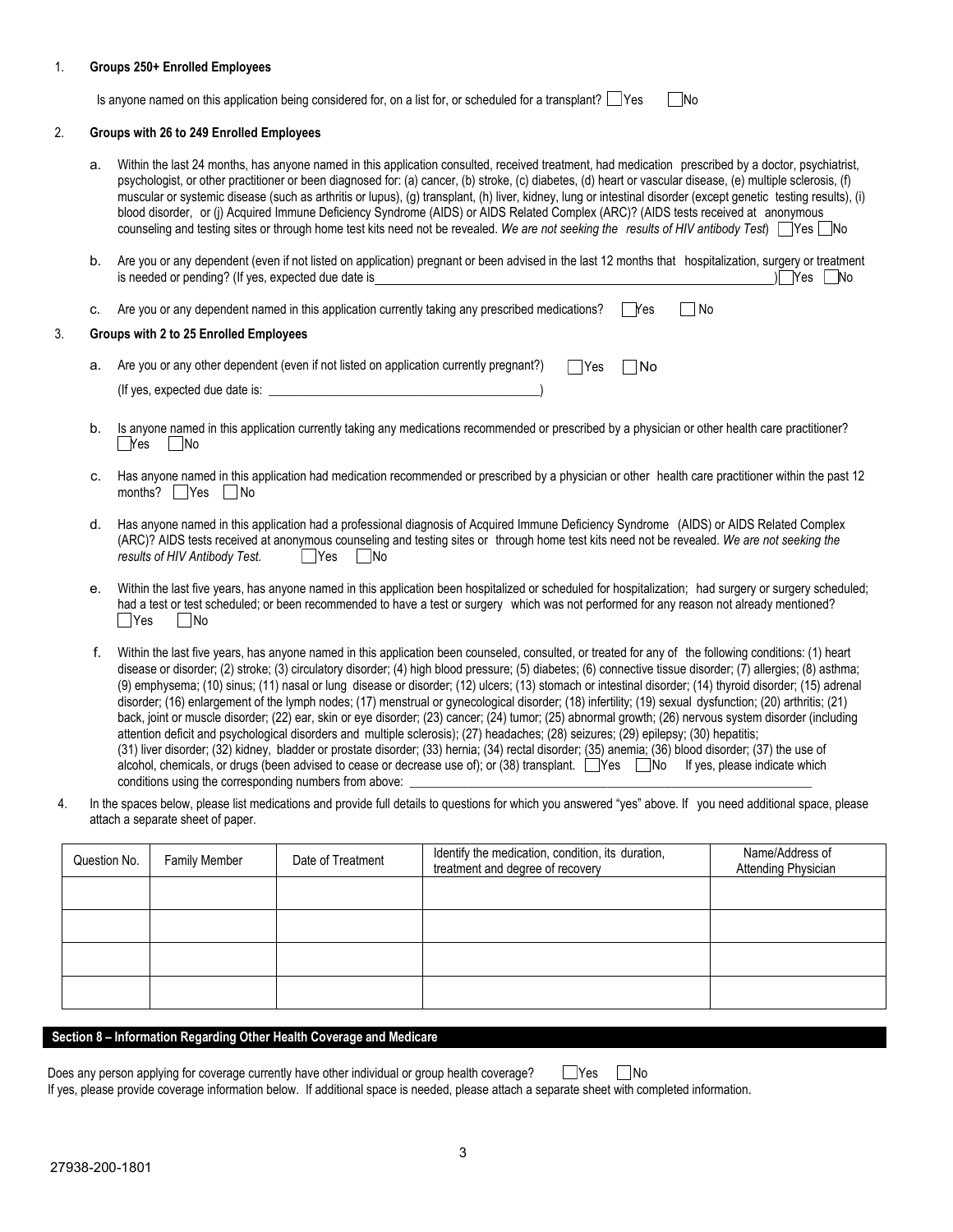1. **Groups 250+ Enrolled Employees**

   Is anyone named on this application being considered for, on a list for, or scheduled for a transplant? ☐ Yes ☐ No

2. **Groups with 26 to 249 Enrolled Employees**

   a. Within the last 24 months, has anyone named in this application consulted, received treatment, had medication prescribed by a doctor, psychiatrist, psychologist, or other practitioner or been diagnosed for: (a) cancer, (b) stroke, (c) diabetes, (d) heart or vascular disease, (e) multiple sclerosis, (f) muscular or systemic disease (such as arthritis or lupus), (g) transplant, (h) liver, kidney, lung or intestinal disorder (except genetic testing results), (i) blood disorder, or (j) Acquired Immune Deficiency Syndrome (AIDS) or AIDS Related Complex (ARC)? (AIDS tests received at anonymous counseling and testing sites or through home test kits need not be revealed. *We are not seeking the results of HIV antibody Test*) ☐ Yes ☐ No

   b. Are you or any dependent (even if not listed on application) pregnant or been advised in the last 12 months that hospitalization, surgery or treatment is needed or pending? (If yes, expected due date is \_\_\_\_\_\_\_\_\_\_\_\_\_\_\_\_\_\_\_\_) ☐ Yes ☐ No

   c. Are you or any dependent named in this application currently taking any prescribed medications? ☐ Yes ☐ No

3. **Groups with 2 to 25 Enrolled Employees**

   a. Are you or any other dependent (even if not listed on application currently pregnant?) ☐ Yes ☐ No

      (If yes, expected due date is: \_\_\_\_\_\_\_\_\_\_\_\_\_\_\_\_\_\_\_\_)

   b. Is anyone named in this application currently taking any medications recommended or prescribed by a physician or other health care practitioner? ☐ Yes ☐ No

   c. Has anyone named in this application had medication recommended or prescribed by a physician or other health care practitioner within the past 12 months? ☐ Yes ☐ No

   d. Has anyone named in this application had a professional diagnosis of Acquired Immune Deficiency Syndrome (AIDS) or AIDS Related Complex (ARC)? AIDS tests received at anonymous counseling and testing sites or through home test kits need not be revealed. *We are not seeking the results of HIV Antibody Test.* ☐ Yes ☐ No

   e. Within the last five years, has anyone named in this application been hospitalized or scheduled for hospitalization; had surgery or surgery scheduled; had a test or test scheduled; or been recommended to have a test or surgery which was not performed for any reason not already mentioned? ☐ Yes ☐ No

   f. Within the last five years, has anyone named in this application been counseled, consulted, or treated for any of the following conditions: (1) heart disease or disorder; (2) stroke; (3) circulatory disorder; (4) high blood pressure; (5) diabetes; (6) connective tissue disorder; (7) allergies; (8) asthma; (9) emphysema; (10) sinus; (11) nasal or lung disease or disorder; (12) ulcers; (13) stomach or intestinal disorder; (14) thyroid disorder; (15) adrenal disorder; (16) enlargement of the lymph nodes; (17) menstrual or gynecological disorder; (18) infertility; (19) sexual dysfunction; (20) arthritis; (21) back, joint or muscle disorder; (22) ear, skin or eye disorder; (23) cancer; (24) tumor; (25) abnormal growth; (26) nervous system disorder (including attention deficit and psychological disorders and multiple sclerosis); (27) headaches; (28) seizures; (29) epilepsy; (30) hepatitis; (31) liver disorder; (32) kidney, bladder or prostate disorder; (33) hernia; (34) rectal disorder; (35) anemia; (36) blood disorder; (37) the use of alcohol, chemicals, or drugs (been advised to cease or decrease use of); or (38) transplant. ☐ Yes ☐ No If yes, please indicate which conditions using the corresponding numbers from above: \_\_\_\_\_\_\_\_\_\_\_\_\_\_\_\_\_\_\_\_

4. In the spaces below, please list medications and provide full details to questions for which you answered "yes" above. If you need additional space, please attach a separate sheet of paper.

| Question No. | Family Member | Date of Treatment | Identify the medication, condition, its duration, treatment and degree of recovery | Name/Address of Attending Physician |
|---|---|---|---|---|
| | | | | |
| | | | | |
| | | | | |
| | | | | |

## Section 8 – Information Regarding Other Health Coverage and Medicare

Does any person applying for coverage currently have other individual or group health coverage? ☐ Yes ☐ No

If yes, please provide coverage information below. If additional space is needed, please attach a separate sheet with completed information.

27938-200-1801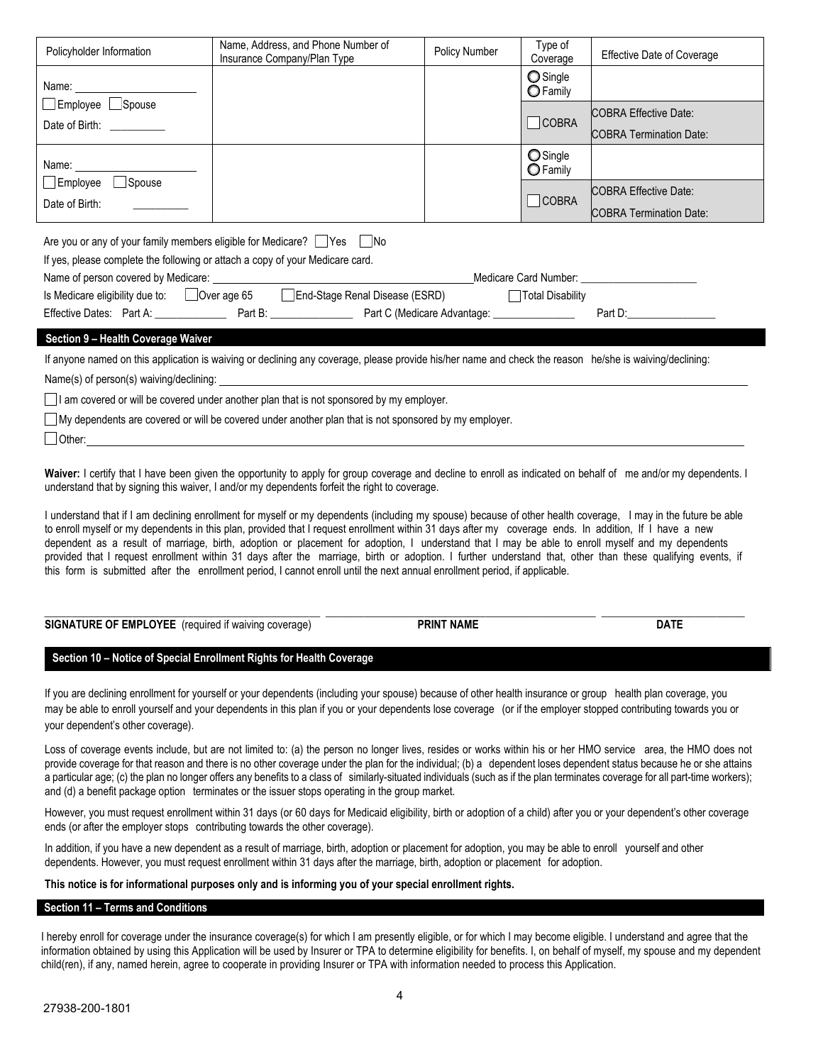| Policyholder Information | Name, Address, and Phone Number of Insurance Company/Plan Type | Policy Number | Type of Coverage | Effective Date of Coverage |
|---|---|---|---|---|
| Name: ____________ ☐ Employee ☐ Spouse Date of Birth: ________ | | | ○ Single ○ Family | |
| | | | ☐ COBRA | COBRA Effective Date: COBRA Termination Date: |
| Name: ____________ ☐ Employee ☐ Spouse Date of Birth: ________ | | | ○ Single ○ Family | |
| | | | ☐ COBRA | COBRA Effective Date: COBRA Termination Date: |

Are you or any of your family members eligible for Medicare? ☐ Yes ☐ No

If yes, please complete the following or attach a copy of your Medicare card.

Name of person covered by Medicare: ______________________ Medicare Card Number: ______________

Is Medicare eligibility due to: ☐ Over age 65 ☐ End-Stage Renal Disease (ESRD) ☐ Total Disability

Effective Dates: Part A: __________ Part B: ____________ Part C (Medicare Advantage: ____________ Part D: ____________

## Section 9 – Health Coverage Waiver

If anyone named on this application is waiving or declining any coverage, please provide his/her name and check the reason he/she is waiving/declining:

Name(s) of person(s) waiving/declining: ______________________________________________

☐ I am covered or will be covered under another plan that is not sponsored by my employer.

☐ My dependents are covered or will be covered under another plan that is not sponsored by my employer.

☐ Other: ______________________________________________

**Waiver:** I certify that I have been given the opportunity to apply for group coverage and decline to enroll as indicated on behalf of me and/or my dependents. I understand that by signing this waiver, I and/or my dependents forfeit the right to coverage.

I understand that if I am declining enrollment for myself or my dependents (including my spouse) because of other health coverage, I may in the future be able to enroll myself or my dependents in this plan, provided that I request enrollment within 31 days after my coverage ends. In addition, If I have a new dependent as a result of marriage, birth, adoption or placement for adoption, I understand that I may be able to enroll myself and my dependents provided that I request enrollment within 31 days after the marriage, birth or adoption. I further understand that, other than these qualifying events, if this form is submitted after the enrollment period, I cannot enroll until the next annual enrollment period, if applicable.

| **SIGNATURE OF EMPLOYEE** (required if waiving coverage) | **PRINT NAME** | **DATE** |
|---|---|---|

## Section 10 – Notice of Special Enrollment Rights for Health Coverage

If you are declining enrollment for yourself or your dependents (including your spouse) because of other health insurance or group health plan coverage, you may be able to enroll yourself and your dependents in this plan if you or your dependents lose coverage (or if the employer stopped contributing towards you or your dependent's other coverage).

Loss of coverage events include, but are not limited to: (a) the person no longer lives, resides or works within his or her HMO service area, the HMO does not provide coverage for that reason and there is no other coverage under the plan for the individual; (b) a dependent loses dependent status because he or she attains a particular age; (c) the plan no longer offers any benefits to a class of similarly-situated individuals (such as if the plan terminates coverage for all part-time workers); and (d) a benefit package option terminates or the issuer stops operating in the group market.

However, you must request enrollment within 31 days (or 60 days for Medicaid eligibility, birth or adoption of a child) after you or your dependent's other coverage ends (or after the employer stops contributing towards the other coverage).

In addition, if you have a new dependent as a result of marriage, birth, adoption or placement for adoption, you may be able to enroll yourself and other dependents. However, you must request enrollment within 31 days after the marriage, birth, adoption or placement for adoption.

**This notice is for informational purposes only and is informing you of your special enrollment rights.**

## Section 11 – Terms and Conditions

I hereby enroll for coverage under the insurance coverage(s) for which I am presently eligible, or for which I may become eligible. I understand and agree that the information obtained by using this Application will be used by Insurer or TPA to determine eligibility for benefits. I, on behalf of myself, my spouse and my dependent child(ren), if any, named herein, agree to cooperate in providing Insurer or TPA with information needed to process this Application.

27938-200-1801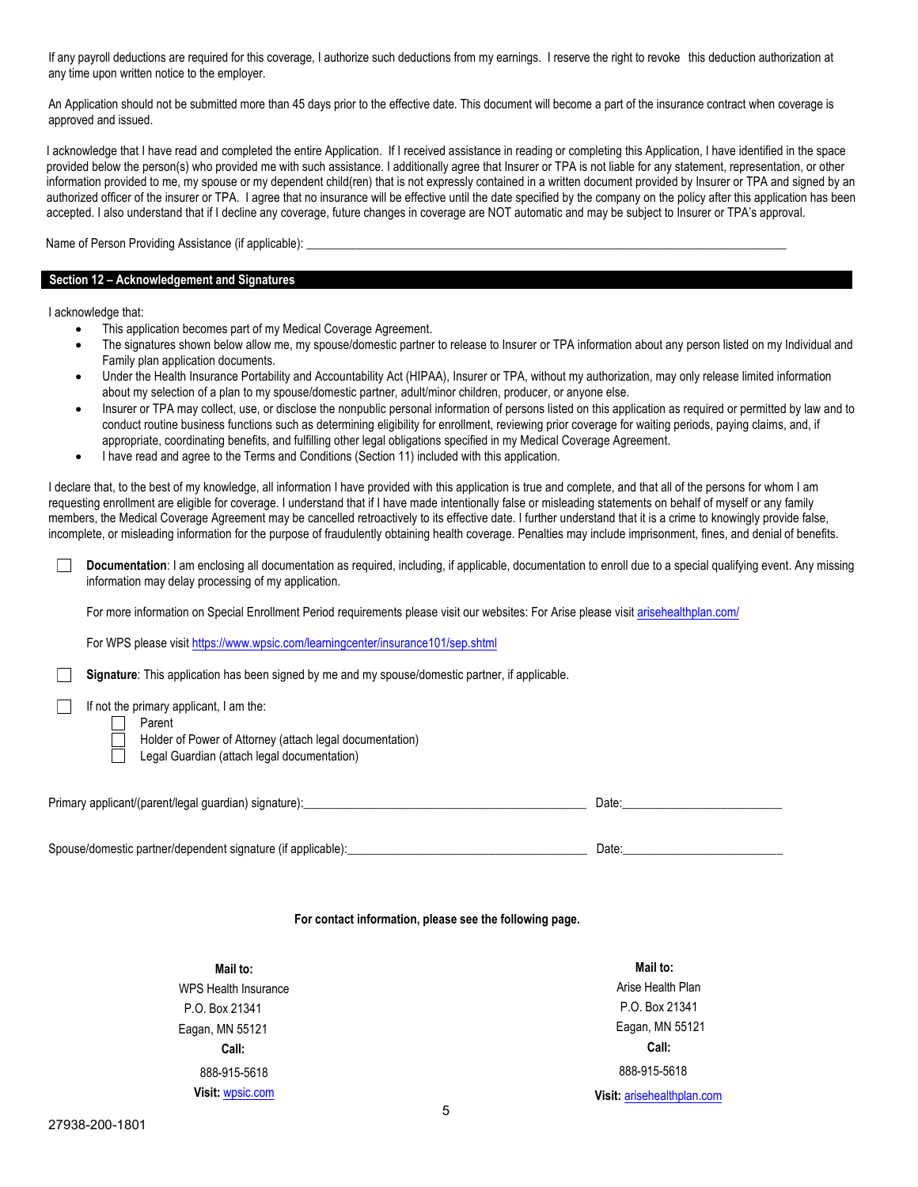If any payroll deductions are required for this coverage, I authorize such deductions from my earnings. I reserve the right to revoke this deduction authorization at any time upon written notice to the employer.

An Application should not be submitted more than 45 days prior to the effective date. This document will become a part of the insurance contract when coverage is approved and issued.

I acknowledge that I have read and completed the entire Application. If I received assistance in reading or completing this Application, I have identified in the space provided below the person(s) who provided me with such assistance. I additionally agree that Insurer or TPA is not liable for any statement, representation, or other information provided to me, my spouse or my dependent child(ren) that is not expressly contained in a written document provided by Insurer or TPA and signed by an authorized officer of the insurer or TPA. I agree that no insurance will be effective until the date specified by the company on the policy after this application has been accepted. I also understand that if I decline any coverage, future changes in coverage are NOT automatic and may be subject to Insurer or TPA's approval.

Name of Person Providing Assistance (if applicable): ______________________________________________

## Section 12 – Acknowledgement and Signatures

I acknowledge that:

- This application becomes part of my Medical Coverage Agreement.
- The signatures shown below allow me, my spouse/domestic partner to release to Insurer or TPA information about any person listed on my Individual and Family plan application documents.
- Under the Health Insurance Portability and Accountability Act (HIPAA), Insurer or TPA, without my authorization, may only release limited information about my selection of a plan to my spouse/domestic partner, adult/minor children, producer, or anyone else.
- Insurer or TPA may collect, use, or disclose the nonpublic personal information of persons listed on this application as required or permitted by law and to conduct routine business functions such as determining eligibility for enrollment, reviewing prior coverage for waiting periods, paying claims, and, if appropriate, coordinating benefits, and fulfilling other legal obligations specified in my Medical Coverage Agreement.
- I have read and agree to the Terms and Conditions (Section 11) included with this application.

I declare that, to the best of my knowledge, all information I have provided with this application is true and complete, and that all of the persons for whom I am requesting enrollment are eligible for coverage. I understand that if I have made intentionally false or misleading statements on behalf of myself or any family members, the Medical Coverage Agreement may be cancelled retroactively to its effective date. I further understand that it is a crime to knowingly provide false, incomplete, or misleading information for the purpose of fraudulently obtaining health coverage. Penalties may include imprisonment, fines, and denial of benefits.

☐ **Documentation**: I am enclosing all documentation as required, including, if applicable, documentation to enroll due to a special qualifying event. Any missing information may delay processing of my application.

For more information on Special Enrollment Period requirements please visit our websites: For Arise please visit arisehealthplan.com/

For WPS please visit https://www.wpsic.com/learningcenter/insurance101/sep.shtml

☐ **Signature**: This application has been signed by me and my spouse/domestic partner, if applicable.

☐ If not the primary applicant, I am the:
- ☐ Parent
- ☐ Holder of Power of Attorney (attach legal documentation)
- ☐ Legal Guardian (attach legal documentation)

Primary applicant/(parent/legal guardian) signature):______________________________ Date:__________________

Spouse/domestic partner/dependent signature (if applicable):__________________________ Date:__________________

**For contact information, please see the following page.**

**Mail to:**
WPS Health Insurance
P.O. Box 21341
Eagan, MN 55121
**Call:**
888-915-5618
**Visit:** wpsic.com

**Mail to:**
Arise Health Plan
P.O. Box 21341
Eagan, MN 55121
**Call:**
888-915-5618
**Visit:** arisehealthplan.com

27938-200-1801